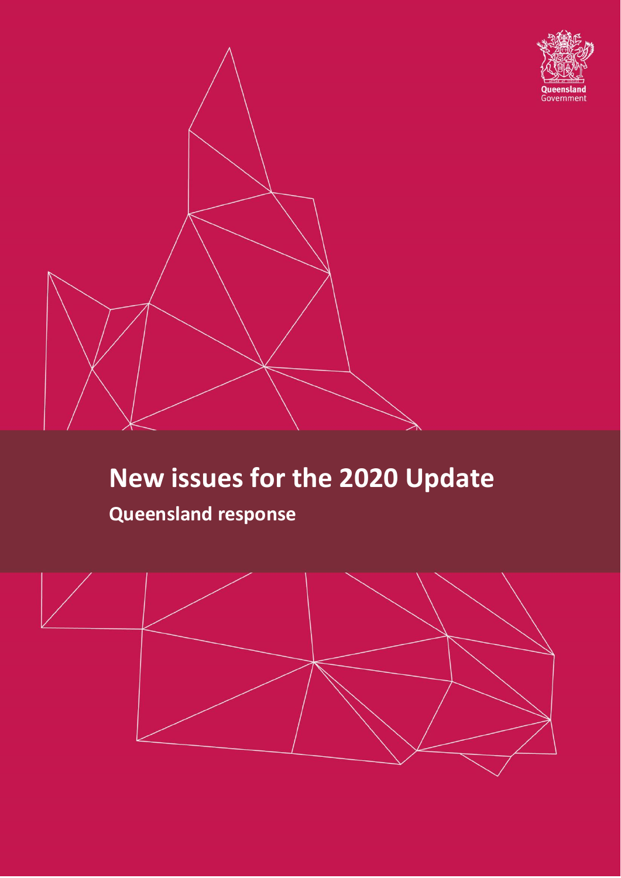# New issues for the 2020 Update

## Queensland response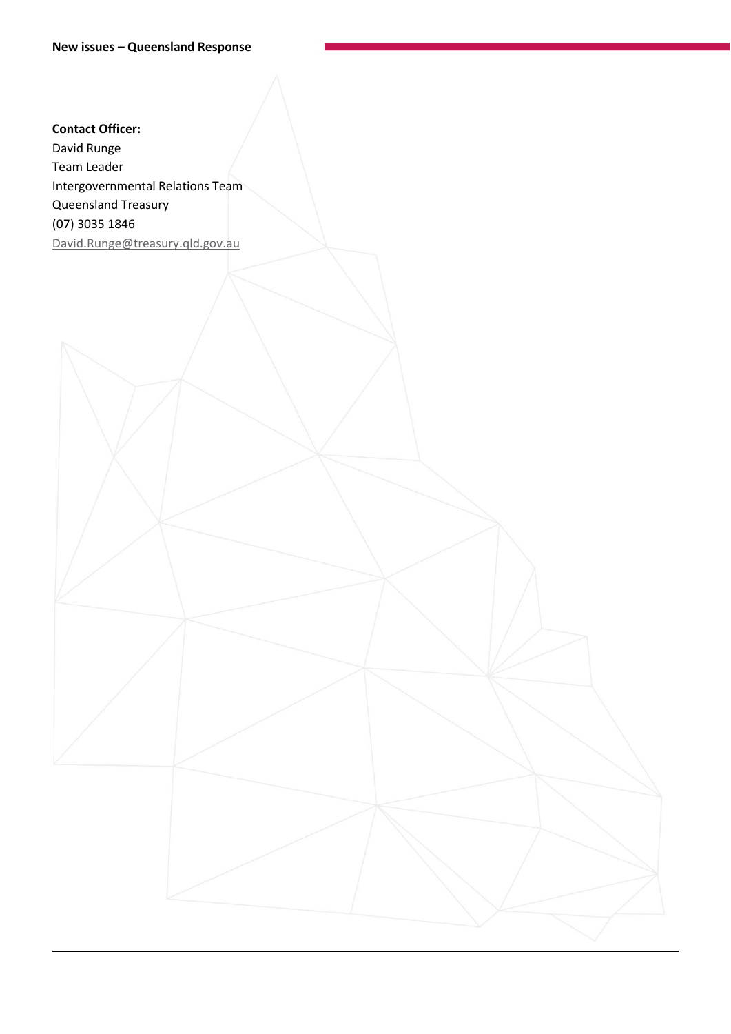**Contact Officer:**

David Runge
Team Leader
Intergovernmental Relations Team
Queensland Treasury
(07) 3035 1846
David.Runge@treasury.qld.gov.au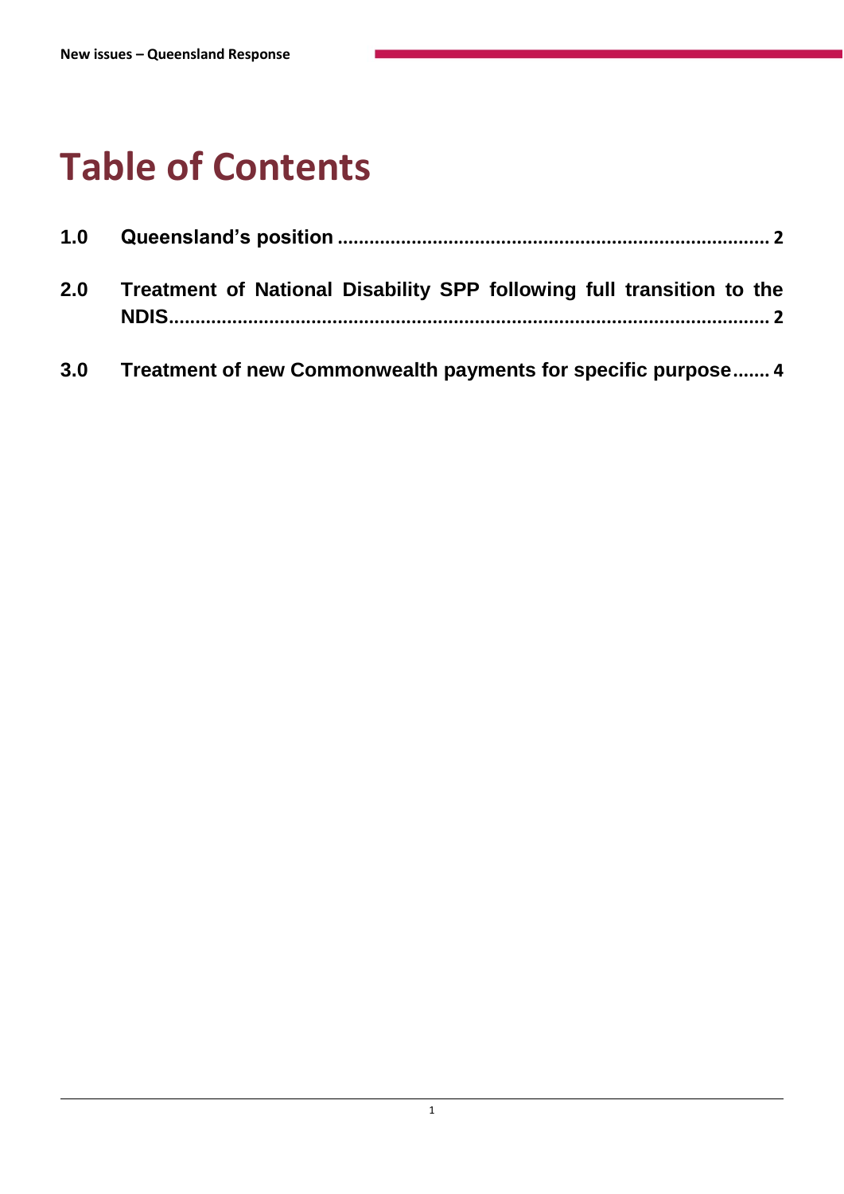# Table of Contents

1.0 Queensland's position ........................................................................ 2

2.0 Treatment of National Disability SPP following full transition to the NDIS........................................................................................................ 2

3.0 Treatment of new Commonwealth payments for specific purpose....... 4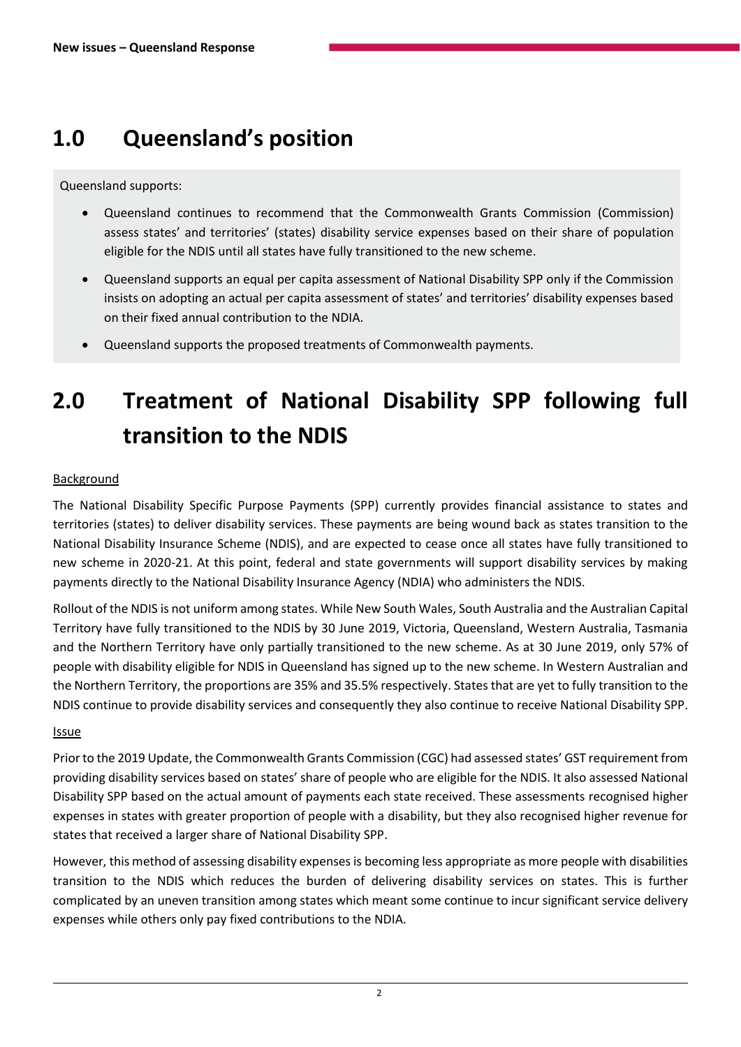# 1.0 Queensland's position

Queensland supports:

- Queensland continues to recommend that the Commonwealth Grants Commission (Commission) assess states' and territories' (states) disability service expenses based on their share of population eligible for the NDIS until all states have fully transitioned to the new scheme.
- Queensland supports an equal per capita assessment of National Disability SPP only if the Commission insists on adopting an actual per capita assessment of states' and territories' disability expenses based on their fixed annual contribution to the NDIA.
- Queensland supports the proposed treatments of Commonwealth payments.

# 2.0 Treatment of National Disability SPP following full transition to the NDIS

Background

The National Disability Specific Purpose Payments (SPP) currently provides financial assistance to states and territories (states) to deliver disability services. These payments are being wound back as states transition to the National Disability Insurance Scheme (NDIS), and are expected to cease once all states have fully transitioned to new scheme in 2020-21. At this point, federal and state governments will support disability services by making payments directly to the National Disability Insurance Agency (NDIA) who administers the NDIS.

Rollout of the NDIS is not uniform among states. While New South Wales, South Australia and the Australian Capital Territory have fully transitioned to the NDIS by 30 June 2019, Victoria, Queensland, Western Australia, Tasmania and the Northern Territory have only partially transitioned to the new scheme. As at 30 June 2019, only 57% of people with disability eligible for NDIS in Queensland has signed up to the new scheme. In Western Australian and the Northern Territory, the proportions are 35% and 35.5% respectively. States that are yet to fully transition to the NDIS continue to provide disability services and consequently they also continue to receive National Disability SPP.

Issue

Prior to the 2019 Update, the Commonwealth Grants Commission (CGC) had assessed states' GST requirement from providing disability services based on states' share of people who are eligible for the NDIS. It also assessed National Disability SPP based on the actual amount of payments each state received. These assessments recognised higher expenses in states with greater proportion of people with a disability, but they also recognised higher revenue for states that received a larger share of National Disability SPP.

However, this method of assessing disability expenses is becoming less appropriate as more people with disabilities transition to the NDIS which reduces the burden of delivering disability services on states. This is further complicated by an uneven transition among states which meant some continue to incur significant service delivery expenses while others only pay fixed contributions to the NDIA.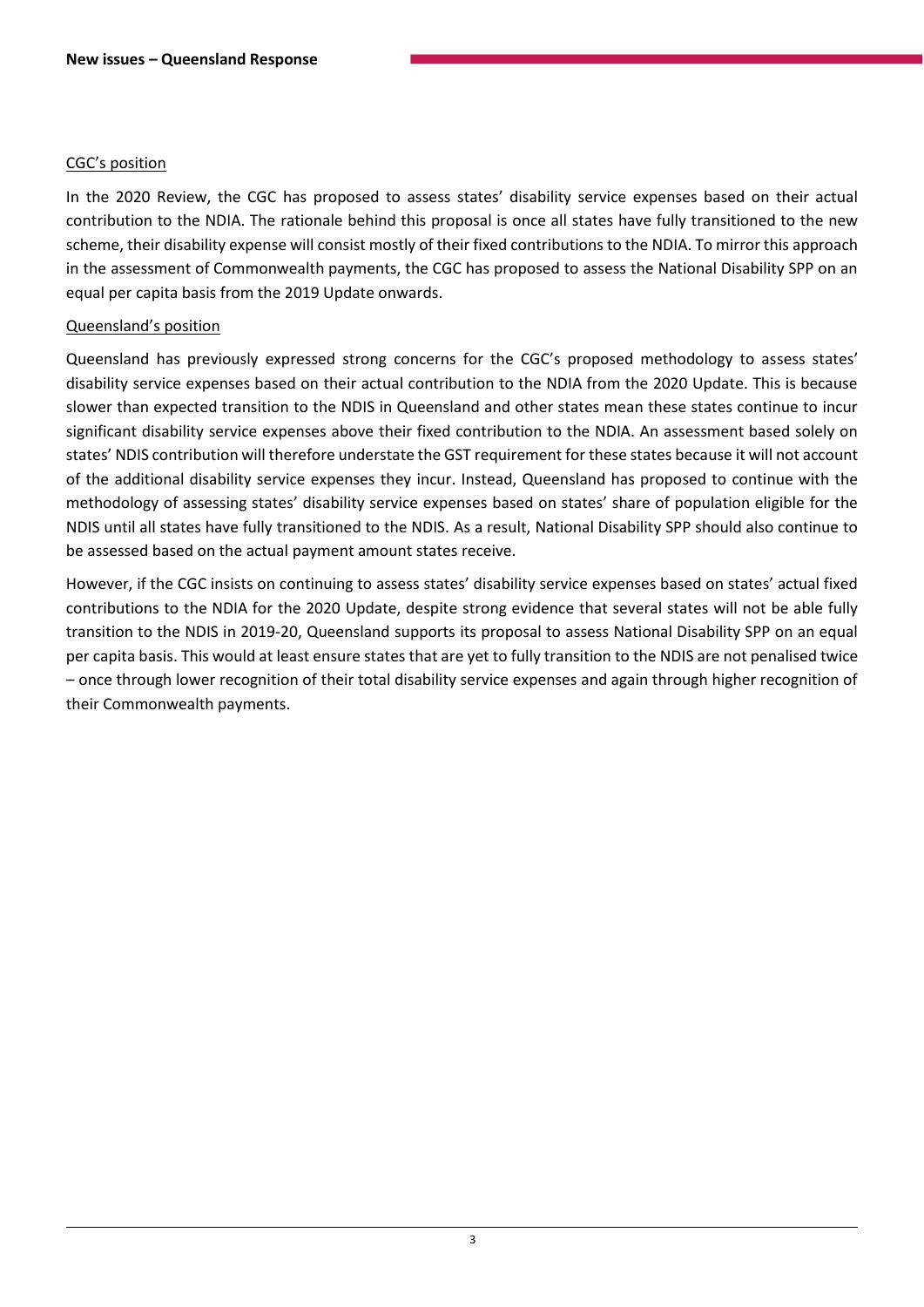CGC's position

In the 2020 Review, the CGC has proposed to assess states' disability service expenses based on their actual contribution to the NDIA. The rationale behind this proposal is once all states have fully transitioned to the new scheme, their disability expense will consist mostly of their fixed contributions to the NDIA. To mirror this approach in the assessment of Commonwealth payments, the CGC has proposed to assess the National Disability SPP on an equal per capita basis from the 2019 Update onwards.

Queensland's position

Queensland has previously expressed strong concerns for the CGC's proposed methodology to assess states' disability service expenses based on their actual contribution to the NDIA from the 2020 Update. This is because slower than expected transition to the NDIS in Queensland and other states mean these states continue to incur significant disability service expenses above their fixed contribution to the NDIA. An assessment based solely on states' NDIS contribution will therefore understate the GST requirement for these states because it will not account of the additional disability service expenses they incur. Instead, Queensland has proposed to continue with the methodology of assessing states' disability service expenses based on states' share of population eligible for the NDIS until all states have fully transitioned to the NDIS. As a result, National Disability SPP should also continue to be assessed based on the actual payment amount states receive.

However, if the CGC insists on continuing to assess states' disability service expenses based on states' actual fixed contributions to the NDIA for the 2020 Update, despite strong evidence that several states will not be able fully transition to the NDIS in 2019-20, Queensland supports its proposal to assess National Disability SPP on an equal per capita basis. This would at least ensure states that are yet to fully transition to the NDIS are not penalised twice – once through lower recognition of their total disability service expenses and again through higher recognition of their Commonwealth payments.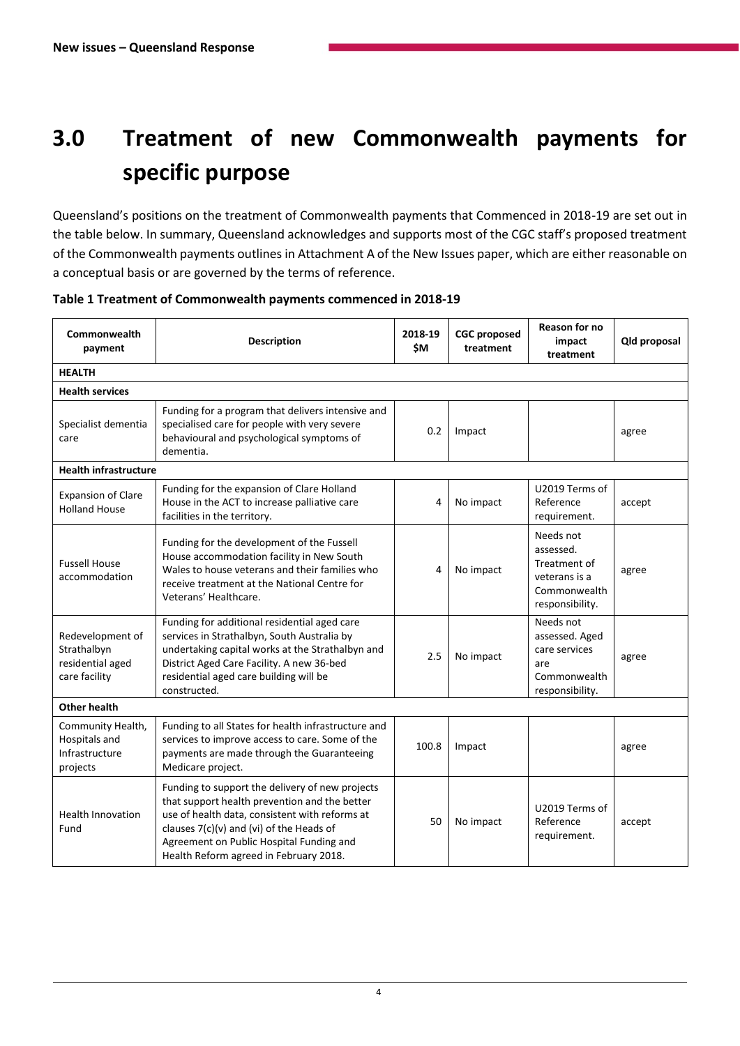# 3.0 Treatment of new Commonwealth payments for specific purpose

Queensland's positions on the treatment of Commonwealth payments that Commenced in 2018-19 are set out in the table below. In summary, Queensland acknowledges and supports most of the CGC staff's proposed treatment of the Commonwealth payments outlines in Attachment A of the New Issues paper, which are either reasonable on a conceptual basis or are governed by the terms of reference.

**Table 1 Treatment of Commonwealth payments commenced in 2018-19**

| Commonwealth payment | Description | 2018-19 $M | CGC proposed treatment | Reason for no impact treatment | Qld proposal |
|---|---|---|---|---|---|
| **HEALTH** | | | | | |
| **Health services** | | | | | |
| Specialist dementia care | Funding for a program that delivers intensive and specialised care for people with very severe behavioural and psychological symptoms of dementia. | 0.2 | Impact | | agree |
| **Health infrastructure** | | | | | |
| Expansion of Clare Holland House | Funding for the expansion of Clare Holland House in the ACT to increase palliative care facilities in the territory. | 4 | No impact | U2019 Terms of Reference requirement. | accept |
| Fussell House accommodation | Funding for the development of the Fussell House accommodation facility in New South Wales to house veterans and their families who receive treatment at the National Centre for Veterans' Healthcare. | 4 | No impact | Needs not assessed. Treatment of veterans is a Commonwealth responsibility. | agree |
| Redevelopment of Strathalbyn residential aged care facility | Funding for additional residential aged care services in Strathalbyn, South Australia by undertaking capital works at the Strathalbyn and District Aged Care Facility. A new 36-bed residential aged care building will be constructed. | 2.5 | No impact | Needs not assessed. Aged care services are Commonwealth responsibility. | agree |
| **Other health** | | | | | |
| Community Health, Hospitals and Infrastructure projects | Funding to all States for health infrastructure and services to improve access to care. Some of the payments are made through the Guaranteeing Medicare project. | 100.8 | Impact | | agree |
| Health Innovation Fund | Funding to support the delivery of new projects that support health prevention and the better use of health data, consistent with reforms at clauses 7(c)(v) and (vi) of the Heads of Agreement on Public Hospital Funding and Health Reform agreed in February 2018. | 50 | No impact | U2019 Terms of Reference requirement. | accept |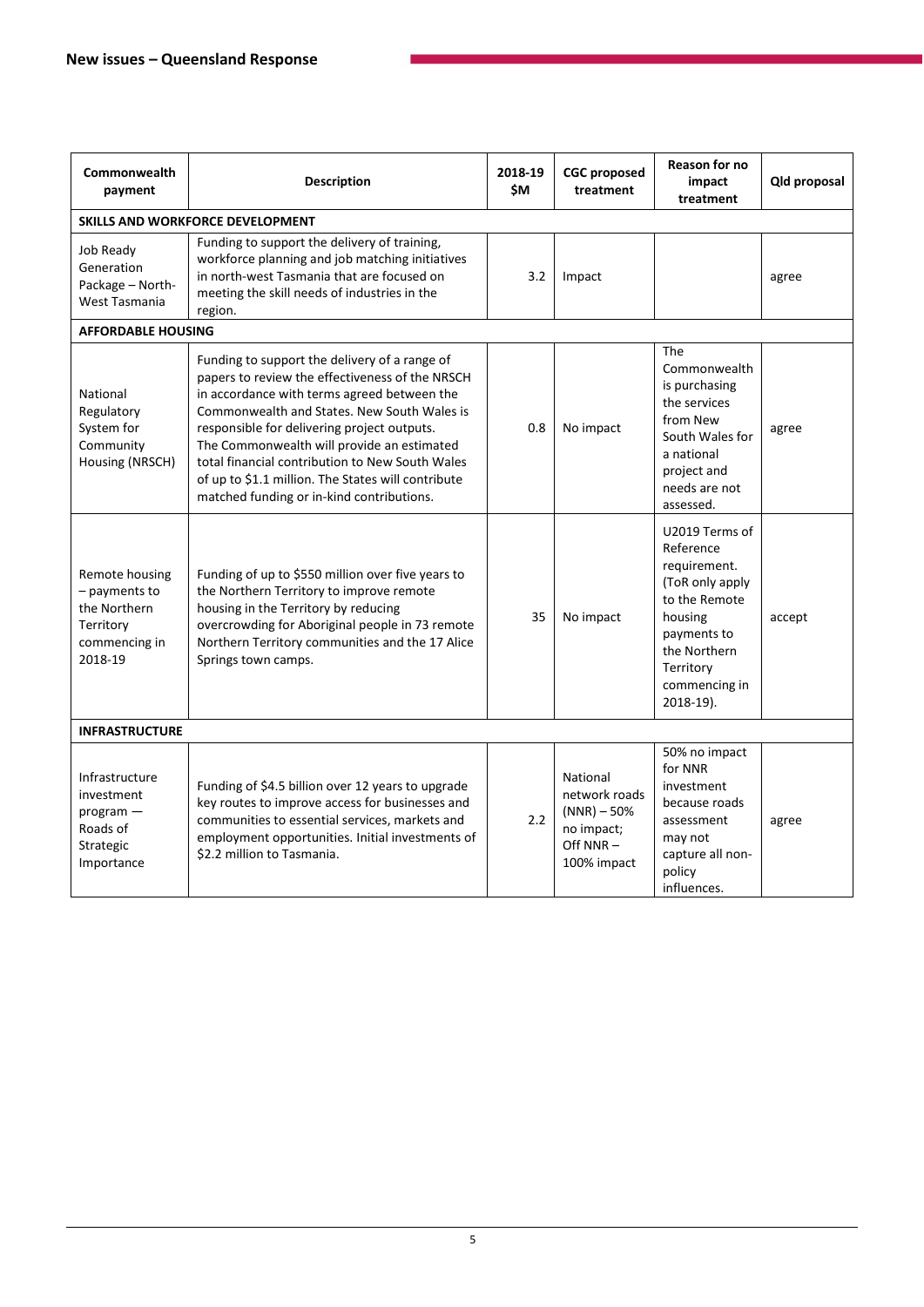## New issues – Queensland Response

| Commonwealth payment | Description | 2018-19 $M | CGC proposed treatment | Reason for no impact treatment | Qld proposal |
|---|---|---|---|---|---|
| **SKILLS AND WORKFORCE DEVELOPMENT** | | | | | |
| Job Ready Generation Package – North-West Tasmania | Funding to support the delivery of training, workforce planning and job matching initiatives in north-west Tasmania that are focused on meeting the skill needs of industries in the region. | 3.2 | Impact | | agree |
| **AFFORDABLE HOUSING** | | | | | |
| National Regulatory System for Community Housing (NRSCH) | Funding to support the delivery of a range of papers to review the effectiveness of the NRSCH in accordance with terms agreed between the Commonwealth and States. New South Wales is responsible for delivering project outputs. The Commonwealth will provide an estimated total financial contribution to New South Wales of up to $1.1 million. The States will contribute matched funding or in-kind contributions. | 0.8 | No impact | The Commonwealth is purchasing the services from New South Wales for a national project and needs are not assessed. | agree |
| Remote housing – payments to the Northern Territory commencing in 2018-19 | Funding of up to $550 million over five years to the Northern Territory to improve remote housing in the Territory by reducing overcrowding for Aboriginal people in 73 remote Northern Territory communities and the 17 Alice Springs town camps. | 35 | No impact | U2019 Terms of Reference requirement. (ToR only apply to the Remote housing payments to the Northern Territory commencing in 2018-19). | accept |
| **INFRASTRUCTURE** | | | | | |
| Infrastructure investment program — Roads of Strategic Importance | Funding of $4.5 billion over 12 years to upgrade key routes to improve access for businesses and communities to essential services, markets and employment opportunities. Initial investments of $2.2 million to Tasmania. | 2.2 | National network roads (NNR) – 50% no impact; Off NNR – 100% impact | 50% no impact for NNR investment because roads assessment may not capture all non-policy influences. | agree |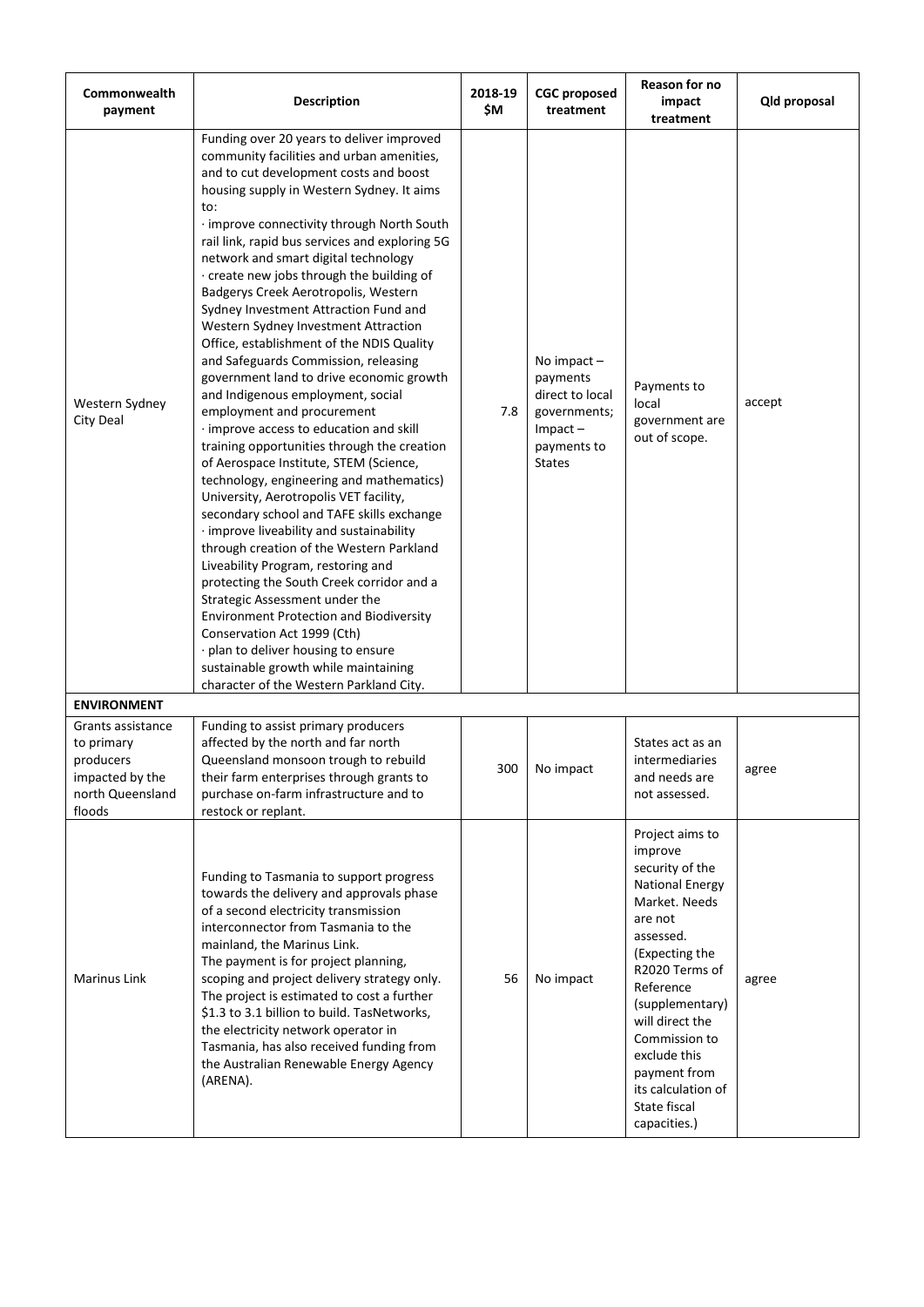| Commonwealth payment | Description | 2018-19 $M | CGC proposed treatment | Reason for no impact treatment | Qld proposal |
|---|---|---|---|---|---|
| Western Sydney City Deal | Funding over 20 years to deliver improved community facilities and urban amenities, and to cut development costs and boost housing supply in Western Sydney. It aims to:<br>· improve connectivity through North South rail link, rapid bus services and exploring 5G network and smart digital technology<br>· create new jobs through the building of Badgerys Creek Aerotropolis, Western Sydney Investment Attraction Fund and Western Sydney Investment Attraction Office, establishment of the NDIS Quality and Safeguards Commission, releasing government land to drive economic growth and Indigenous employment, social employment and procurement<br>· improve access to education and skill training opportunities through the creation of Aerospace Institute, STEM (Science, technology, engineering and mathematics) University, Aerotropolis VET facility, secondary school and TAFE skills exchange<br>· improve liveability and sustainability through creation of the Western Parkland Liveability Program, restoring and protecting the South Creek corridor and a Strategic Assessment under the Environment Protection and Biodiversity Conservation Act 1999 (Cth)<br>· plan to deliver housing to ensure sustainable growth while maintaining character of the Western Parkland City. | 7.8 | No impact – payments direct to local governments; Impact – payments to States | Payments to local government are out of scope. | accept |
| **ENVIRONMENT** | | | | | |
| Grants assistance to primary producers impacted by the north Queensland floods | Funding to assist primary producers affected by the north and far north Queensland monsoon trough to rebuild their farm enterprises through grants to purchase on-farm infrastructure and to restock or replant. | 300 | No impact | States act as an intermediaries and needs are not assessed. | agree |
| Marinus Link | Funding to Tasmania to support progress towards the delivery and approvals phase of a second electricity transmission interconnector from Tasmania to the mainland, the Marinus Link.<br>The payment is for project planning, scoping and project delivery strategy only. The project is estimated to cost a further $1.3 to 3.1 billion to build. TasNetworks, the electricity network operator in Tasmania, has also received funding from the Australian Renewable Energy Agency (ARENA). | 56 | No impact | Project aims to improve security of the National Energy Market. Needs are not assessed. (Expecting the R2020 Terms of Reference (supplementary) will direct the Commission to exclude this payment from its calculation of State fiscal capacities.) | agree |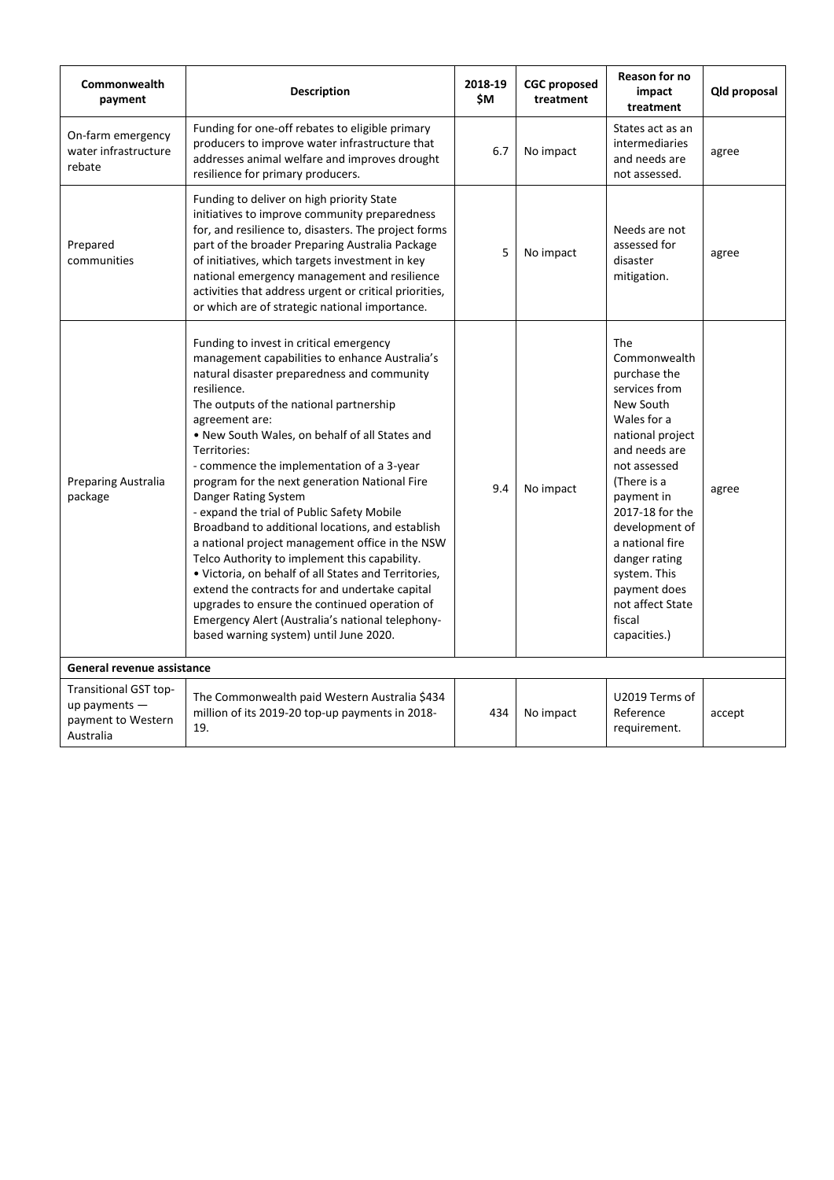| Commonwealth payment | Description | 2018-19 $M | CGC proposed treatment | Reason for no impact treatment | Qld proposal |
|---|---|---|---|---|---|
| On-farm emergency water infrastructure rebate | Funding for one-off rebates to eligible primary producers to improve water infrastructure that addresses animal welfare and improves drought resilience for primary producers. | 6.7 | No impact | States act as an intermediaries and needs are not assessed. | agree |
| Prepared communities | Funding to deliver on high priority State initiatives to improve community preparedness for, and resilience to, disasters. The project forms part of the broader Preparing Australia Package of initiatives, which targets investment in key national emergency management and resilience activities that address urgent or critical priorities, or which are of strategic national importance. | 5 | No impact | Needs are not assessed for disaster mitigation. | agree |
| Preparing Australia package | Funding to invest in critical emergency management capabilities to enhance Australia's natural disaster preparedness and community resilience.<br>The outputs of the national partnership agreement are:<br>• New South Wales, on behalf of all States and Territories:<br>- commence the implementation of a 3-year program for the next generation National Fire Danger Rating System<br>- expand the trial of Public Safety Mobile Broadband to additional locations, and establish a national project management office in the NSW Telco Authority to implement this capability.<br>• Victoria, on behalf of all States and Territories, extend the contracts for and undertake capital upgrades to ensure the continued operation of Emergency Alert (Australia's national telephony-based warning system) until June 2020. | 9.4 | No impact | The Commonwealth purchase the services from New South Wales for a national project and needs are not assessed (There is a payment in 2017-18 for the development of a national fire danger rating system. This payment does not affect State fiscal capacities.) | agree |
| **General revenue assistance** | | | | | |
| Transitional GST top-up payments — payment to Western Australia | The Commonwealth paid Western Australia $434 million of its 2019-20 top-up payments in 2018-19. | 434 | No impact | U2019 Terms of Reference requirement. | accept |